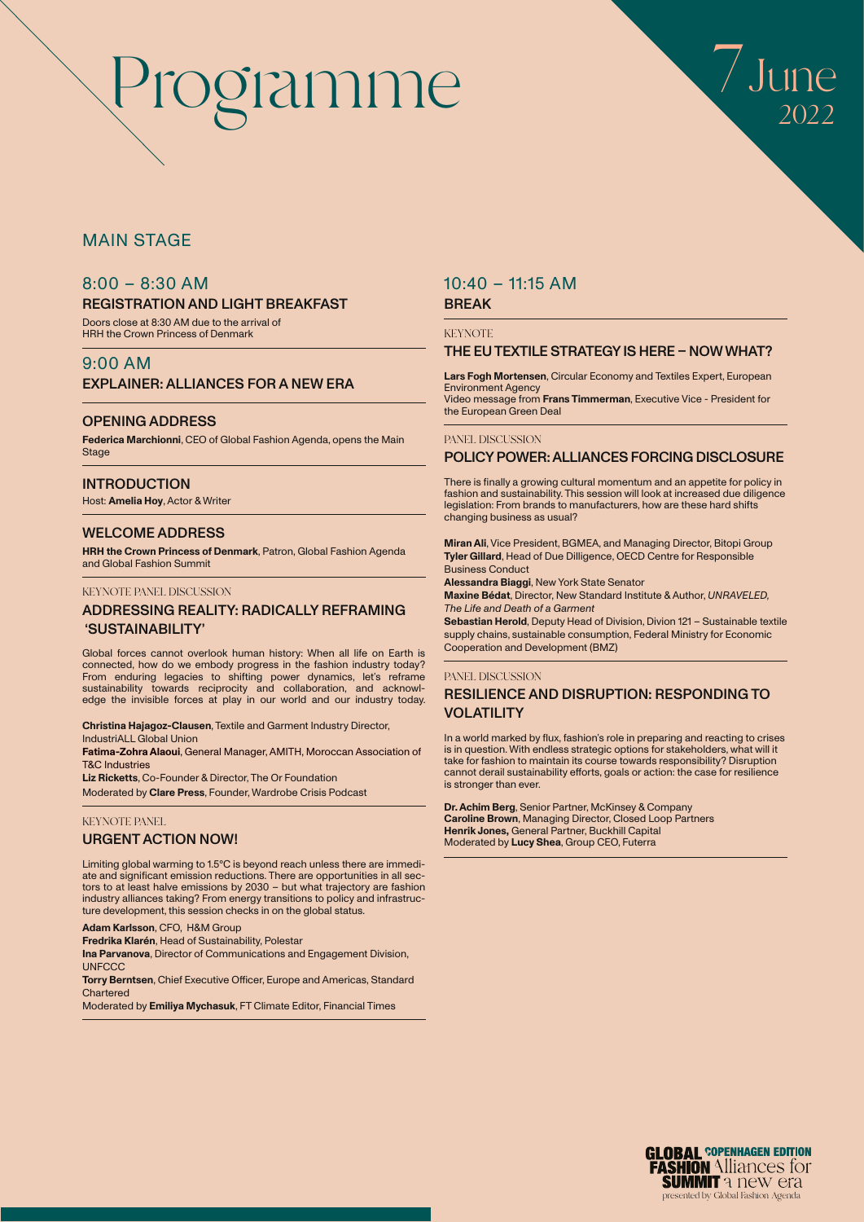# Programme

7 June 2022

## MAIN STAGE

### 8:00 – 8:30 AM

**REGISTRATION AND LIGHT BREAKFAST**

Doors close at 8:30 AM due to the arrival of HRH the Crown Princess of Denmark

### 9:00 AM

**EXPLAINER: ALLIANCES FOR A NEW ERA**

**OPENING ADDRESS**

**Federica Marchionni**, CEO of Global Fashion Agenda, opens the Main Stage

**INTRODUCTION**

Host: **Amelia Hoy**, Actor & Writer

**WELCOME ADDRESS**

**HRH the Crown Princess of Denmark**, Patron, Global Fashion Agenda and Global Fashion Summit

KEYNOTE PANEL DISCUSSION

**ADDRESSING REALITY: RADICALLY REFRAMING 'SUSTAINABILITY'**

Global forces cannot overlook human history: When all life on Earth is connected, how do we embody progress in the fashion industry today? From enduring legacies to shifting power dynamics, let's reframe sustainability towards reciprocity and collaboration, and acknowledge the invisible forces at play in our world and our industry today.

**Christina Hajagoz-Clausen**, Textile and Garment Industry Director, IndustriALL Global Union
**Fatima-Zohra Alaoui**, General Manager, AMITH, Moroccan Association of T&C Industries
**Liz Ricketts**, Co-Founder & Director, The Or Foundation
Moderated by **Clare Press**, Founder, Wardrobe Crisis Podcast

KEYNOTE PANEL

**URGENT ACTION NOW!**

Limiting global warming to 1.5°C is beyond reach unless there are immediate and significant emission reductions. There are opportunities in all sectors to at least halve emissions by 2030 – but what trajectory are fashion industry alliances taking? From energy transitions to policy and infrastructure development, this session checks in on the global status.

**Adam Karlsson**, CFO, H&M Group
**Fredrika Klarén**, Head of Sustainability, Polestar
**Ina Parvanova**, Director of Communications and Engagement Division, UNFCCC
**Torry Berntsen**, Chief Executive Officer, Europe and Americas, Standard Chartered
Moderated by **Emiliya Mychasuk**, FT Climate Editor, Financial Times

### 10:40 – 11:15 AM

**BREAK**

KEYNOTE

**THE EU TEXTILE STRATEGY IS HERE – NOW WHAT?**

**Lars Fogh Mortensen**, Circular Economy and Textiles Expert, European Environment Agency
Video message from **Frans Timmerman**, Executive Vice - President for the European Green Deal

PANEL DISCUSSION

**POLICY POWER: ALLIANCES FORCING DISCLOSURE**

There is finally a growing cultural momentum and an appetite for policy in fashion and sustainability. This session will look at increased due diligence legislation: From brands to manufacturers, how are these hard shifts changing business as usual?

**Miran Ali**, Vice President, BGMEA, and Managing Director, Bitopi Group
**Tyler Gillard**, Head of Due Dilligence, OECD Centre for Responsible Business Conduct
**Alessandra Biaggi**, New York State Senator
**Maxine Bédat**, Director, New Standard Institute & Author, *UNRAVELED, The Life and Death of a Garment*
**Sebastian Herold**, Deputy Head of Division, Divion 121 – Sustainable textile supply chains, sustainable consumption, Federal Ministry for Economic Cooperation and Development (BMZ)

PANEL DISCUSSION

**RESILIENCE AND DISRUPTION: RESPONDING TO VOLATILITY**

In a world marked by flux, fashion's role in preparing and reacting to crises is in question. With endless strategic options for stakeholders, what will it take for fashion to maintain its course towards responsibility? Disruption cannot derail sustainability efforts, goals or action: the case for resilience is stronger than ever.

**Dr. Achim Berg**, Senior Partner, McKinsey & Company
**Caroline Brown**, Managing Director, Closed Loop Partners
**Henrik Jones,** General Partner, Buckhill Capital
Moderated by **Lucy Shea**, Group CEO, Futerra

GLOBAL FASHION SUMMIT COPENHAGEN EDITION
Alliances for a new era
presented by Global Fashion Agenda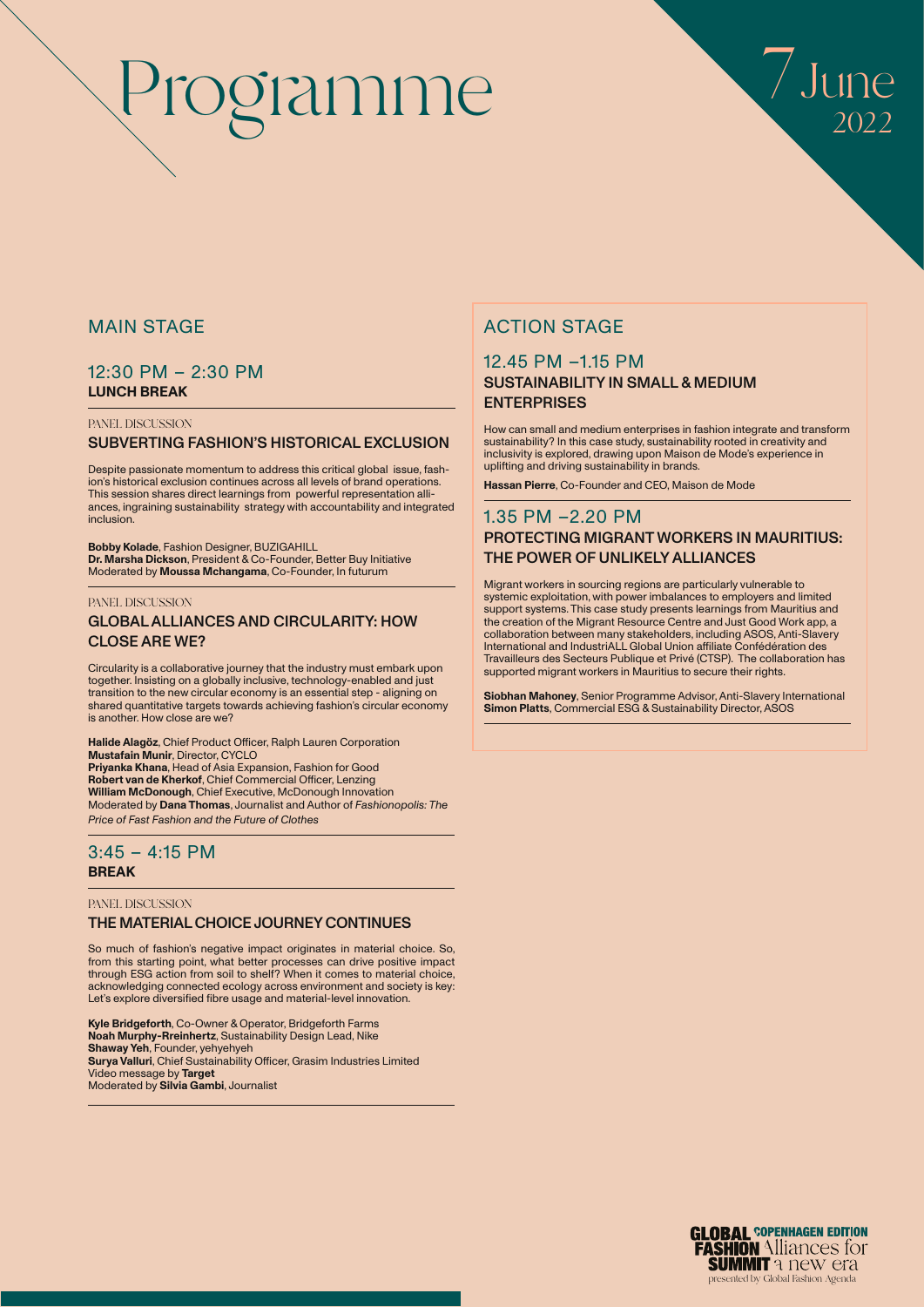# Programme

7 June 2022

## MAIN STAGE

### 12:30 PM – 2:30 PM
**LUNCH BREAK**

PANEL DISCUSSION

#### SUBVERTING FASHION'S HISTORICAL EXCLUSION

Despite passionate momentum to address this critical global issue, fashion's historical exclusion continues across all levels of brand operations. This session shares direct learnings from powerful representation alliances, ingraining sustainability strategy with accountability and integrated inclusion.

**Bobby Kolade**, Fashion Designer, BUZIGAHILL
**Dr. Marsha Dickson**, President & Co-Founder, Better Buy Initiative
Moderated by **Moussa Mchangama**, Co-Founder, In futurum

PANEL DISCUSSION

#### GLOBAL ALLIANCES AND CIRCULARITY: HOW CLOSE ARE WE?

Circularity is a collaborative journey that the industry must embark upon together. Insisting on a globally inclusive, technology-enabled and just transition to the new circular economy is an essential step - aligning on shared quantitative targets towards achieving fashion's circular economy is another. How close are we?

**Halide Alagöz**, Chief Product Officer, Ralph Lauren Corporation
**Mustafain Munir**, Director, CYCLO
**Priyanka Khana**, Head of Asia Expansion, Fashion for Good
**Robert van de Kherkof**, Chief Commercial Officer, Lenzing
**William McDonough**, Chief Executive, McDonough Innovation
Moderated by **Dana Thomas**, Journalist and Author of *Fashionopolis: The Price of Fast Fashion and the Future of Clothes*

### 3:45 – 4:15 PM
**BREAK**

PANEL DISCUSSION

#### THE MATERIAL CHOICE JOURNEY CONTINUES

So much of fashion's negative impact originates in material choice. So, from this starting point, what better processes can drive positive impact through ESG action from soil to shelf? When it comes to material choice, acknowledging connected ecology across environment and society is key: Let's explore diversified fibre usage and material-level innovation.

**Kyle Bridgeforth**, Co-Owner & Operator, Bridgeforth Farms
**Noah Murphy-Reinhertz**, Sustainability Design Lead, Nike
**Shaway Yeh**, Founder, yehyehyeh
**Surya Valluri**, Chief Sustainability Officer, Grasim Industries Limited
Video message by **Target**
Moderated by **Silvia Gambi**, Journalist

## ACTION STAGE

### 12.45 PM –1.15 PM
#### SUSTAINABILITY IN SMALL & MEDIUM ENTERPRISES

How can small and medium enterprises in fashion integrate and transform sustainability? In this case study, sustainability rooted in creativity and inclusivity is explored, drawing upon Maison de Mode's experience in uplifting and driving sustainability in brands.

**Hassan Pierre**, Co-Founder and CEO, Maison de Mode

### 1.35 PM –2.20 PM
#### PROTECTING MIGRANT WORKERS IN MAURITIUS: THE POWER OF UNLIKELY ALLIANCES

Migrant workers in sourcing regions are particularly vulnerable to systemic exploitation, with power imbalances to employers and limited support systems. This case study presents learnings from Mauritius and the creation of the Migrant Resource Centre and Just Good Work app, a collaboration between many stakeholders, including ASOS, Anti-Slavery International and IndustriALL Global Union affiliate Confédération des Travailleurs des Secteurs Publique et Privé (CTSP). The collaboration has supported migrant workers in Mauritius to secure their rights.

**Siobhan Mahoney**, Senior Programme Advisor, Anti-Slavery International
**Simon Platts**, Commercial ESG & Sustainability Director, ASOS

GLOBAL FASHION SUMMIT COPENHAGEN EDITION Alliances for a new era
presented by Global Fashion Agenda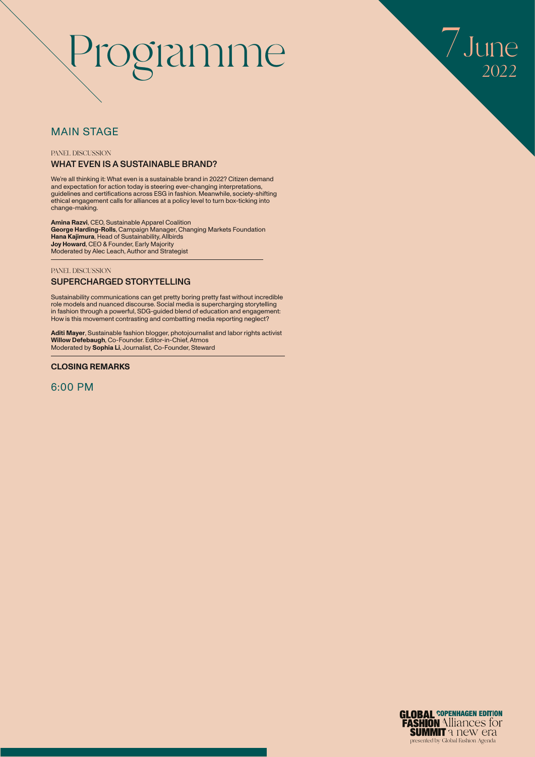# Programme

7 June 2022

## MAIN STAGE

PANEL DISCUSSION

### WHAT EVEN IS A SUSTAINABLE BRAND?

We're all thinking it: What even is a sustainable brand in 2022? Citizen demand and expectation for action today is steering ever-changing interpretations, guidelines and certifications across ESG in fashion. Meanwhile, society-shifting ethical engagement calls for alliances at a policy level to turn box-ticking into change-making.

**Amina Razvi**, CEO, Sustainable Apparel Coalition
**George Harding-Rolls**, Campaign Manager, Changing Markets Foundation
**Hana Kajimura**, Head of Sustainability, Allbirds
**Joy Howard**, CEO & Founder, Early Majority
Moderated by Alec Leach, Author and Strategist

PANEL DISCUSSION

### SUPERCHARGED STORYTELLING

Sustainability communications can get pretty boring pretty fast without incredible role models and nuanced discourse. Social media is supercharging storytelling in fashion through a powerful, SDG-guided blend of education and engagement: How is this movement contrasting and combatting media reporting neglect?

**Aditi Mayer**, Sustainable fashion blogger, photojournalist and labor rights activist
**Willow Defebaugh**, Co-Founder. Editor-in-Chief, Atmos
Moderated by **Sophia Li**, Journalist, Co-Founder, Steward

### CLOSING REMARKS

6:00 PM

GLOBAL FASHION SUMMIT COPENHAGEN EDITION Alliances for a new era
presented by Global Fashion Agenda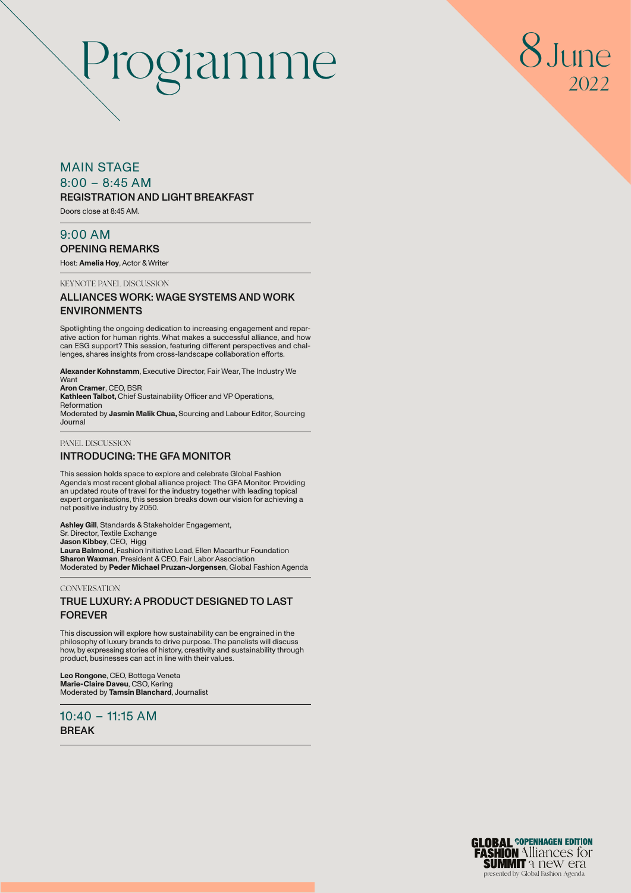# Programme

8 June 2022

## MAIN STAGE

### 8:00 – 8:45 AM

**REGISTRATION AND LIGHT BREAKFAST**

Doors close at 8:45 AM.

---

### 9:00 AM

**OPENING REMARKS**

Host: **Amelia Hoy**, Actor & Writer

---

KEYNOTE PANEL DISCUSSION

**ALLIANCES WORK: WAGE SYSTEMS AND WORK ENVIRONMENTS**

Spotlighting the ongoing dedication to increasing engagement and reparative action for human rights. What makes a successful alliance, and how can ESG support? This session, featuring different perspectives and challenges, shares insights from cross-landscape collaboration efforts.

**Alexander Kohnstamm**, Executive Director, Fair Wear, The Industry We Want
**Aron Cramer**, CEO, BSR
**Kathleen Talbot,** Chief Sustainability Officer and VP Operations, Reformation
Moderated by **Jasmin Malik Chua,** Sourcing and Labour Editor, Sourcing Journal

---

PANEL DISCUSSION

**INTRODUCING: THE GFA MONITOR**

This session holds space to explore and celebrate Global Fashion Agenda's most recent global alliance project: The GFA Monitor. Providing an updated route of travel for the industry together with leading topical expert organisations, this session breaks down our vision for achieving a net positive industry by 2050.

**Ashley Gill**, Standards & Stakeholder Engagement, Sr. Director, Textile Exchange
**Jason Kibbey**, CEO, Higg
**Laura Balmond**, Fashion Initiative Lead, Ellen Macarthur Foundation
**Sharon Waxman**, President & CEO, Fair Labor Association
Moderated by **Peder Michael Pruzan-Jorgensen**, Global Fashion Agenda

---

CONVERSATION

**TRUE LUXURY: A PRODUCT DESIGNED TO LAST FOREVER**

This discussion will explore how sustainability can be engrained in the philosophy of luxury brands to drive purpose. The panelists will discuss how, by expressing stories of history, creativity and sustainability through product, businesses can act in line with their values.

**Leo Rongone**, CEO, Bottega Veneta
**Marie-Claire Daveu**, CSO, Kering
Moderated by **Tamsin Blanchard**, Journalist

---

### 10:40 – 11:15 AM

**BREAK**

---

GLOBAL FASHION SUMMIT COPENHAGEN EDITION Alliances for a new era
presented by Global Fashion Agenda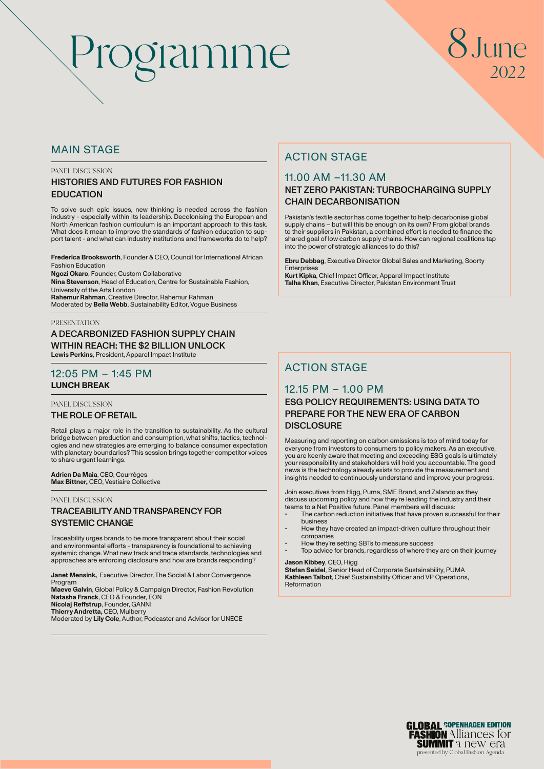# Programme

8 June 2022

## MAIN STAGE

PANEL DISCUSSION

### HISTORIES AND FUTURES FOR FASHION EDUCATION

To solve such epic issues, new thinking is needed across the fashion industry - especially within its leadership. Decolonising the European and North American fashion curriculum is an important approach to this task. What does it mean to improve the standards of fashion education to support talent - and what can industry institutions and frameworks do to help?

**Frederica Brooksworth**, Founder & CEO, Council for International African Fashion Education
**Ngozi Okaro**, Founder, Custom Collaborative
**Nina Stevenson**, Head of Education, Centre for Sustainable Fashion, University of the Arts London
**Rahemur Rahman**, Creative Director, Rahemur Rahman
Moderated by **Bella Webb**, Sustainability Editor, Vogue Business

PRESENTATION

### A DECARBONIZED FASHION SUPPLY CHAIN WITHIN REACH: THE $2 BILLION UNLOCK

**Lewis Perkins**, President, Apparel Impact Institute

### 12:05 PM – 1:45 PM
**LUNCH BREAK**

PANEL DISCUSSION

### THE ROLE OF RETAIL

Retail plays a major role in the transition to sustainability. As the cultural bridge between production and consumption, what shifts, tactics, technologies and new strategies are emerging to balance consumer expectation with planetary boundaries? This session brings together competitor voices to share urgent learnings.

**Adrien Da Maia**, CEO, Courrèges
**Max Bittner,** CEO, Vestiaire Collective

PANEL DISCUSSION

### TRACEABILITY AND TRANSPARENCY FOR SYSTEMIC CHANGE

Traceability urges brands to be more transparent about their social and environmental efforts - transparency is foundational to achieving systemic change. What new track and trace standards, technologies and approaches are enforcing disclosure and how are brands responding?

**Janet Mensink,** Executive Director, The Social & Labor Convergence Program
**Maeve Galvin**, Global Policy & Campaign Director, Fashion Revolution
**Natasha Franck**, CEO & Founder, EON
**Nicolaj Reffstrup**, Founder, GANNI
**Thierry Andretta,** CEO, Mulberry
Moderated by **Lily Cole**, Author, Podcaster and Advisor for UNECE

## ACTION STAGE

### 11.00 AM –11.30 AM

### NET ZERO PAKISTAN: TURBOCHARGING SUPPLY CHAIN DECARBONISATION

Pakistan's textile sector has come together to help decarbonise global supply chains – but will this be enough on its own? From global brands to their suppliers in Pakistan, a combined effort is needed to finance the shared goal of low carbon supply chains. How can regional coalitions tap into the power of strategic alliances to do this?

**Ebru Debbag**, Executive Director Global Sales and Marketing, Soorty Enterprises
**Kurt Kipka**, Chief Impact Officer, Apparel Impact Institute
**Talha Khan**, Executive Director, Pakistan Environment Trust

## ACTION STAGE

### 12.15 PM – 1.00 PM

### ESG POLICY REQUIREMENTS: USING DATA TO PREPARE FOR THE NEW ERA OF CARBON DISCLOSURE

Measuring and reporting on carbon emissions is top of mind today for everyone from investors to consumers to policy makers. As an executive, you are keenly aware that meeting and exceeding ESG goals is ultimately your responsibility and stakeholders will hold you accountable. The good news is the technology already exists to provide the measurement and insights needed to continuously understand and improve your progress.

Join executives from Higg, Puma, SME Brand, and Zalando as they discuss upcoming policy and how they're leading the industry and their teams to a Net Positive future. Panel members will discuss:

- The carbon reduction initiatives that have proven successful for their business
- How they have created an impact-driven culture throughout their companies
- How they're setting SBTs to measure success
- Top advice for brands, regardless of where they are on their journey

**Jason Kibbey**, CEO, Higg
**Stefan Seidel**, Senior Head of Corporate Sustainability, PUMA
**Kathleen Talbot**, Chief Sustainability Officer and VP Operations, Reformation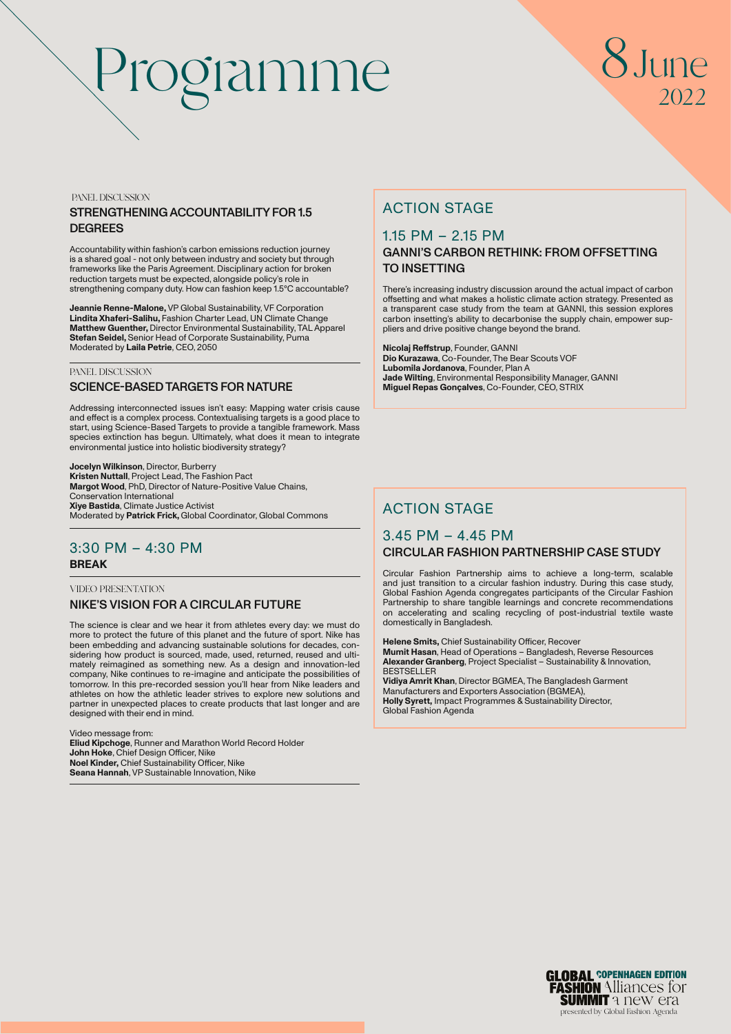# Programme

## 8 June 2022

PANEL DISCUSSION

### STRENGTHENING ACCOUNTABILITY FOR 1.5 DEGREES

Accountability within fashion's carbon emissions reduction journey is a shared goal - not only between industry and society but through frameworks like the Paris Agreement. Disciplinary action for broken reduction targets must be expected, alongside policy's role in strengthening company duty. How can fashion keep 1.5°C accountable?

**Jeannie Renne-Malone,** VP Global Sustainability, VF Corporation
**Lindita Xhaferi-Salihu,** Fashion Charter Lead, UN Climate Change
**Matthew Guenther,** Director Environmental Sustainability, TAL Apparel
**Stefan Seidel,** Senior Head of Corporate Sustainability, Puma
Moderated by **Laila Petrie**, CEO, 2050

PANEL DISCUSSION

### SCIENCE-BASED TARGETS FOR NATURE

Addressing interconnected issues isn't easy: Mapping water crisis cause and effect is a complex process. Contextualising targets is a good place to start, using Science-Based Targets to provide a tangible framework. Mass species extinction has begun. Ultimately, what does it mean to integrate environmental justice into holistic biodiversity strategy?

**Jocelyn Wilkinson**, Director, Burberry
**Kristen Nuttall**, Project Lead, The Fashion Pact
**Margot Wood**, PhD, Director of Nature-Positive Value Chains, Conservation International
**Xiye Bastida**, Climate Justice Activist
Moderated by **Patrick Frick,** Global Coordinator, Global Commons

## 3:30 PM – 4:30 PM

### BREAK

VIDEO PRESENTATION

### NIKE'S VISION FOR A CIRCULAR FUTURE

The science is clear and we hear it from athletes every day: we must do more to protect the future of this planet and the future of sport. Nike has been embedding and advancing sustainable solutions for decades, considering how product is sourced, made, used, returned, reused and ultimately reimagined as something new. As a design and innovation-led company, Nike continues to re-imagine and anticipate the possibilities of tomorrow. In this pre-recorded session you'll hear from Nike leaders and athletes on how the athletic leader strives to explore new solutions and partner in unexpected places to create products that last longer and are designed with their end in mind.

Video message from:
**Eliud Kipchoge**, Runner and Marathon World Record Holder
**John Hoke**, Chief Design Officer, Nike
**Noel Kinder,** Chief Sustainability Officer, Nike
**Seana Hannah**, VP Sustainable Innovation, Nike

## ACTION STAGE

## 1.15 PM – 2.15 PM

### GANNI'S CARBON RETHINK: FROM OFFSETTING TO INSETTING

There's increasing industry discussion around the actual impact of carbon offsetting and what makes a holistic climate action strategy. Presented as a transparent case study from the team at GANNI, this session explores carbon insetting's ability to decarbonise the supply chain, empower suppliers and drive positive change beyond the brand.

**Nicolaj Reffstrup**, Founder, GANNI
**Dio Kurazawa**, Co-Founder, The Bear Scouts VOF
**Lubomila Jordanova**, Founder, Plan A
**Jade Wilting**, Environmental Responsibility Manager, GANNI
**Miguel Repas Gonçalves**, Co-Founder, CEO, STRIX

## ACTION STAGE

## 3.45 PM – 4.45 PM

### CIRCULAR FASHION PARTNERSHIP CASE STUDY

Circular Fashion Partnership aims to achieve a long-term, scalable and just transition to a circular fashion industry. During this case study, Global Fashion Agenda congregates participants of the Circular Fashion Partnership to share tangible learnings and concrete recommendations on accelerating and scaling recycling of post-industrial textile waste domestically in Bangladesh.

**Helene Smits,** Chief Sustainability Officer, Recover
**Mumit Hasan**, Head of Operations – Bangladesh, Reverse Resources
**Alexander Granberg**, Project Specialist – Sustainability & Innovation, BESTSELLER
**Vidiya Amrit Khan**, Director BGMEA, The Bangladesh Garment Manufacturers and Exporters Association (BGMEA),
**Holly Syrett,** Impact Programmes & Sustainability Director, Global Fashion Agenda

GLOBAL FASHION SUMMIT COPENHAGEN EDITION Alliances for a new era
presented by Global Fashion Agenda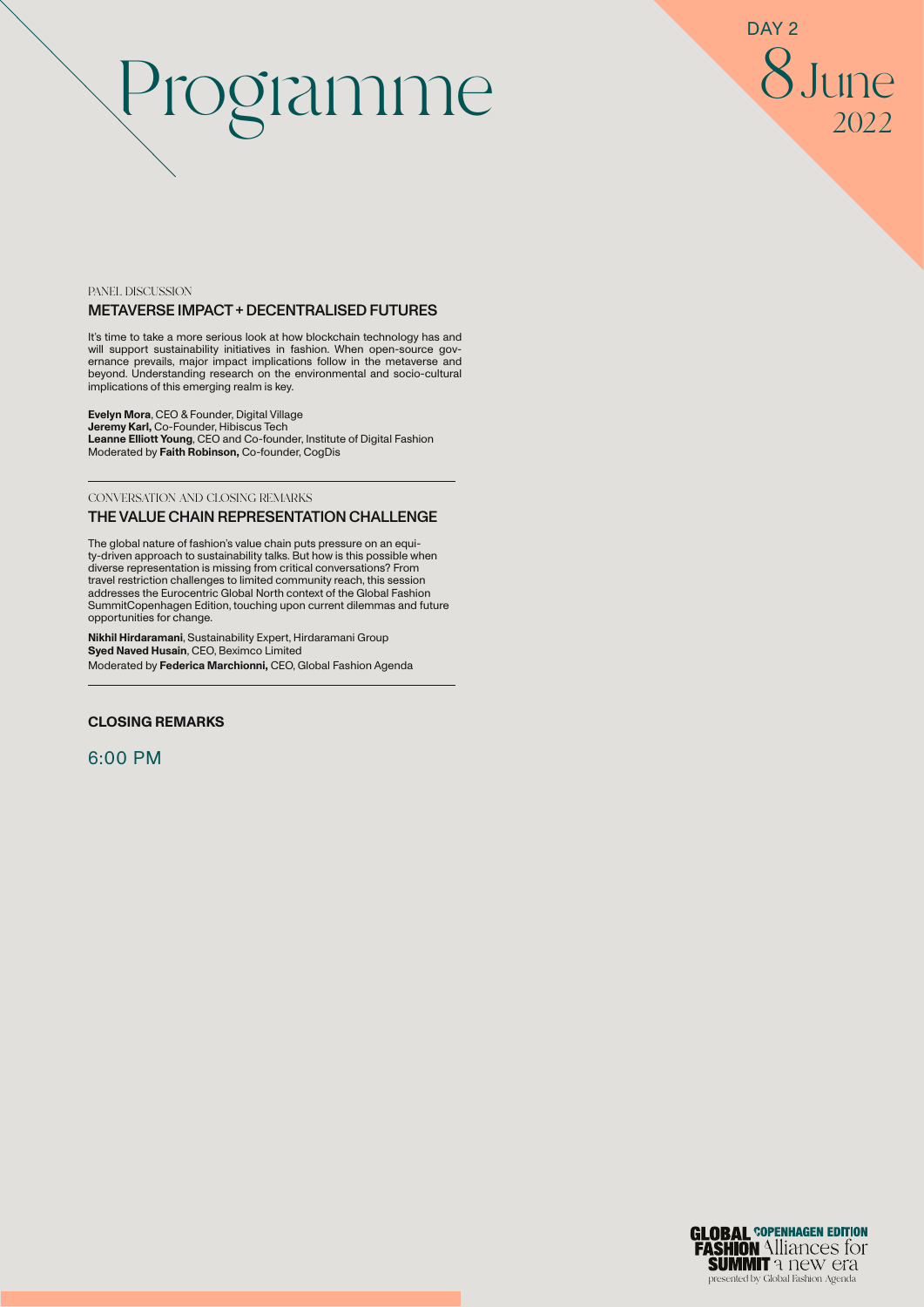# Programme

DAY 2
8 June
2022

PANEL DISCUSSION

## METAVERSE IMPACT + DECENTRALISED FUTURES

It's time to take a more serious look at how blockchain technology has and will support sustainability initiatives in fashion. When open-source governance prevails, major impact implications follow in the metaverse and beyond. Understanding research on the environmental and socio-cultural implications of this emerging realm is key.

**Evelyn Mora**, CEO & Founder, Digital Village
**Jeremy Karl,** Co-Founder, Hibiscus Tech
**Leanne Elliott Young**, CEO and Co-founder, Institute of Digital Fashion
Moderated by **Faith Robinson,** Co-founder, CogDis

---

CONVERSATION AND CLOSING REMARKS

## THE VALUE CHAIN REPRESENTATION CHALLENGE

The global nature of fashion's value chain puts pressure on an equity-driven approach to sustainability talks. But how is this possible when diverse representation is missing from critical conversations? From travel restriction challenges to limited community reach, this session addresses the Eurocentric Global North context of the Global Fashion SummitCopenhagen Edition, touching upon current dilemmas and future opportunities for change.

**Nikhil Hirdaramani**, Sustainability Expert, Hirdaramani Group
**Syed Naved Husain**, CEO, Beximco Limited
Moderated by **Federica Marchionni,** CEO, Global Fashion Agenda

---

**CLOSING REMARKS**

6:00 PM

GLOBAL FASHION SUMMIT COPENHAGEN EDITION Alliances for a new era
presented by Global Fashion Agenda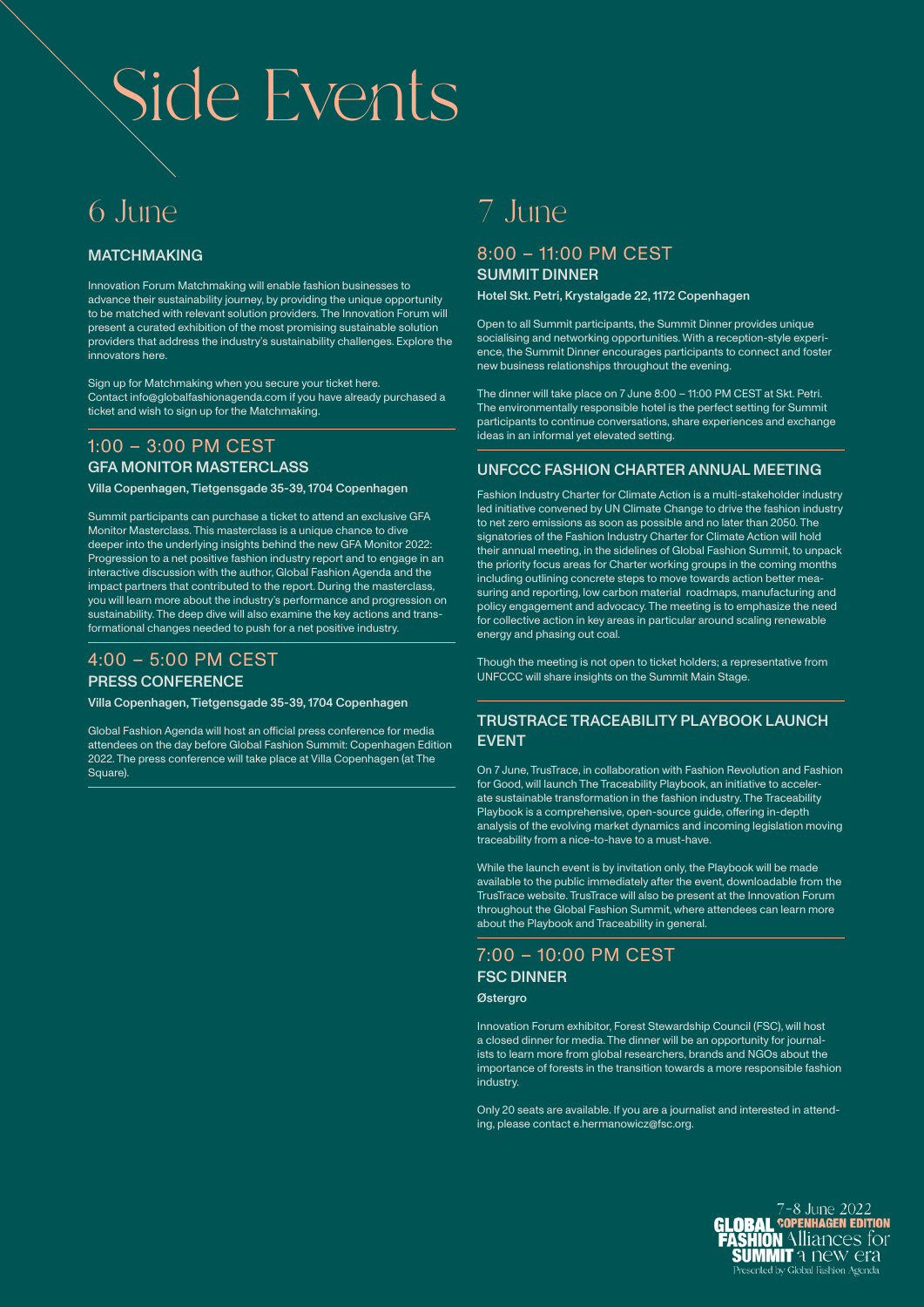# Side Events

## 6 June

### MATCHMAKING

Innovation Forum Matchmaking will enable fashion businesses to advance their sustainability journey, by providing the unique opportunity to be matched with relevant solution providers. The Innovation Forum will present a curated exhibition of the most promising sustainable solution providers that address the industry's sustainability challenges. Explore the innovators here.

Sign up for Matchmaking when you secure your ticket here. Contact info@globalfashionagenda.com if you have already purchased a ticket and wish to sign up for the Matchmaking.

### 1:00 – 3:00 PM CEST
### GFA MONITOR MASTERCLASS

**Villa Copenhagen, Tietgensgade 35-39, 1704 Copenhagen**

Summit participants can purchase a ticket to attend an exclusive GFA Monitor Masterclass. This masterclass is a unique chance to dive deeper into the underlying insights behind the new GFA Monitor 2022: Progression to a net positive fashion industry report and to engage in an interactive discussion with the author, Global Fashion Agenda and the impact partners that contributed to the report. During the masterclass, you will learn more about the industry's performance and progression on sustainability. The deep dive will also examine the key actions and transformational changes needed to push for a net positive industry.

### 4:00 – 5:00 PM CEST
### PRESS CONFERENCE

**Villa Copenhagen, Tietgensgade 35-39, 1704 Copenhagen**

Global Fashion Agenda will host an official press conference for media attendees on the day before Global Fashion Summit: Copenhagen Edition 2022. The press conference will take place at Villa Copenhagen (at The Square).

## 7 June

### 8:00 – 11:00 PM CEST
### SUMMIT DINNER

**Hotel Skt. Petri, Krystalgade 22, 1172 Copenhagen**

Open to all Summit participants, the Summit Dinner provides unique socialising and networking opportunities. With a reception-style experience, the Summit Dinner encourages participants to connect and foster new business relationships throughout the evening.

The dinner will take place on 7 June 8:00 – 11:00 PM CEST at Skt. Petri. The environmentally responsible hotel is the perfect setting for Summit participants to continue conversations, share experiences and exchange ideas in an informal yet elevated setting.

### UNFCCC FASHION CHARTER ANNUAL MEETING

Fashion Industry Charter for Climate Action is a multi-stakeholder industry led initiative convened by UN Climate Change to drive the fashion industry to net zero emissions as soon as possible and no later than 2050. The signatories of the Fashion Industry Charter for Climate Action will hold their annual meeting, in the sidelines of Global Fashion Summit, to unpack the priority focus areas for Charter working groups in the coming months including outlining concrete steps to move towards action better measuring and reporting, low carbon material roadmaps, manufacturing and policy engagement and advocacy. The meeting is to emphasize the need for collective action in key areas in particular around scaling renewable energy and phasing out coal.

Though the meeting is not open to ticket holders; a representative from UNFCCC will share insights on the Summit Main Stage.

### TRUSTRACE TRACEABILITY PLAYBOOK LAUNCH EVENT

On 7 June, TrusTrace, in collaboration with Fashion Revolution and Fashion for Good, will launch The Traceability Playbook, an initiative to accelerate sustainable transformation in the fashion industry. The Traceability Playbook is a comprehensive, open-source guide, offering in-depth analysis of the evolving market dynamics and incoming legislation moving traceability from a nice-to-have to a must-have.

While the launch event is by invitation only, the Playbook will be made available to the public immediately after the event, downloadable from the TrusTrace website. TrusTrace will also be present at the Innovation Forum throughout the Global Fashion Summit, where attendees can learn more about the Playbook and Traceability in general.

### 7:00 – 10:00 PM CEST
### FSC DINNER

**Østergro**

Innovation Forum exhibitor, Forest Stewardship Council (FSC), will host a closed dinner for media. The dinner will be an opportunity for journalists to learn more from global researchers, brands and NGOs about the importance of forests in the transition towards a more responsible fashion industry.

Only 20 seats are available. If you are a journalist and interested in attending, please contact e.hermanowicz@fsc.org.

7-8 June 2022
GLOBAL FASHION SUMMIT COPENHAGEN EDITION
Alliances for a new era
Presented by Global Fashion Agenda